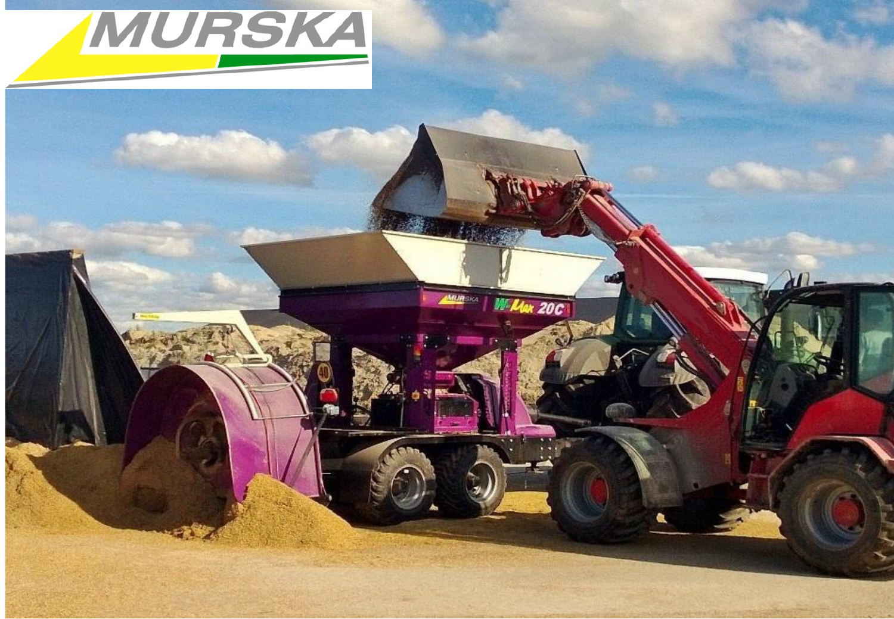MURSKA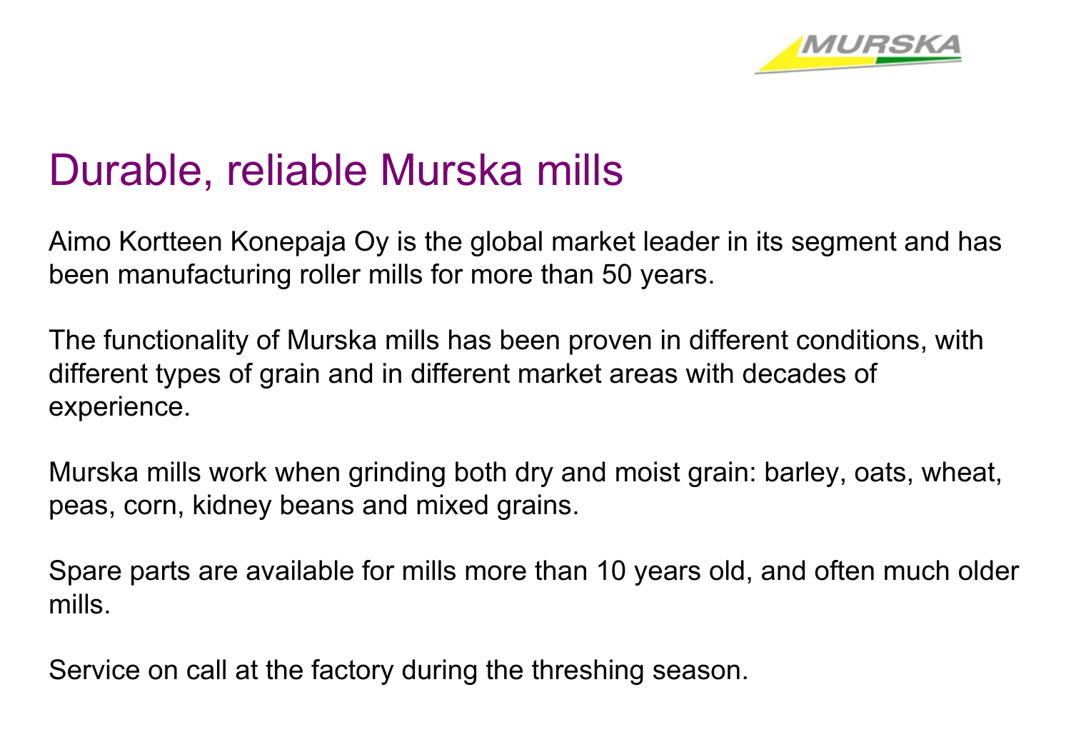# Durable, reliable Murska mills

Aimo Kortteen Konepaja Oy is the global market leader in its segment and has been manufacturing roller mills for more than 50 years.

The functionality of Murska mills has been proven in different conditions, with different types of grain and in different market areas with decades of experience.

Murska mills work when grinding both dry and moist grain: barley, oats, wheat, peas, corn, kidney beans and mixed grains.

Spare parts are available for mills more than 10 years old, and often much older mills.

Service on call at the factory during the threshing season.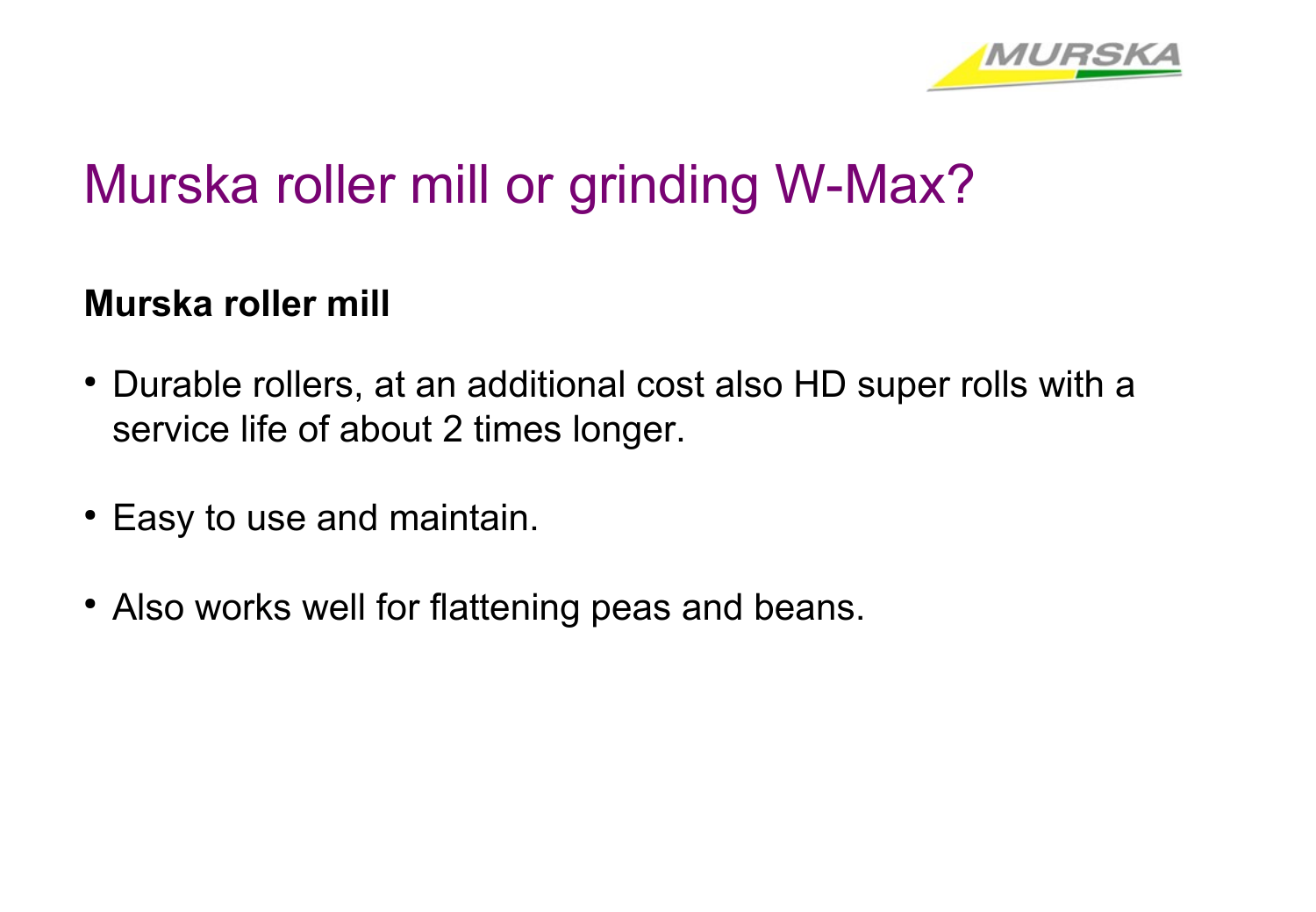# Murska roller mill or grinding W-Max?

**Murska roller mill**

- Durable rollers, at an additional cost also HD super rolls with a service life of about 2 times longer.
- Easy to use and maintain.
- Also works well for flattening peas and beans.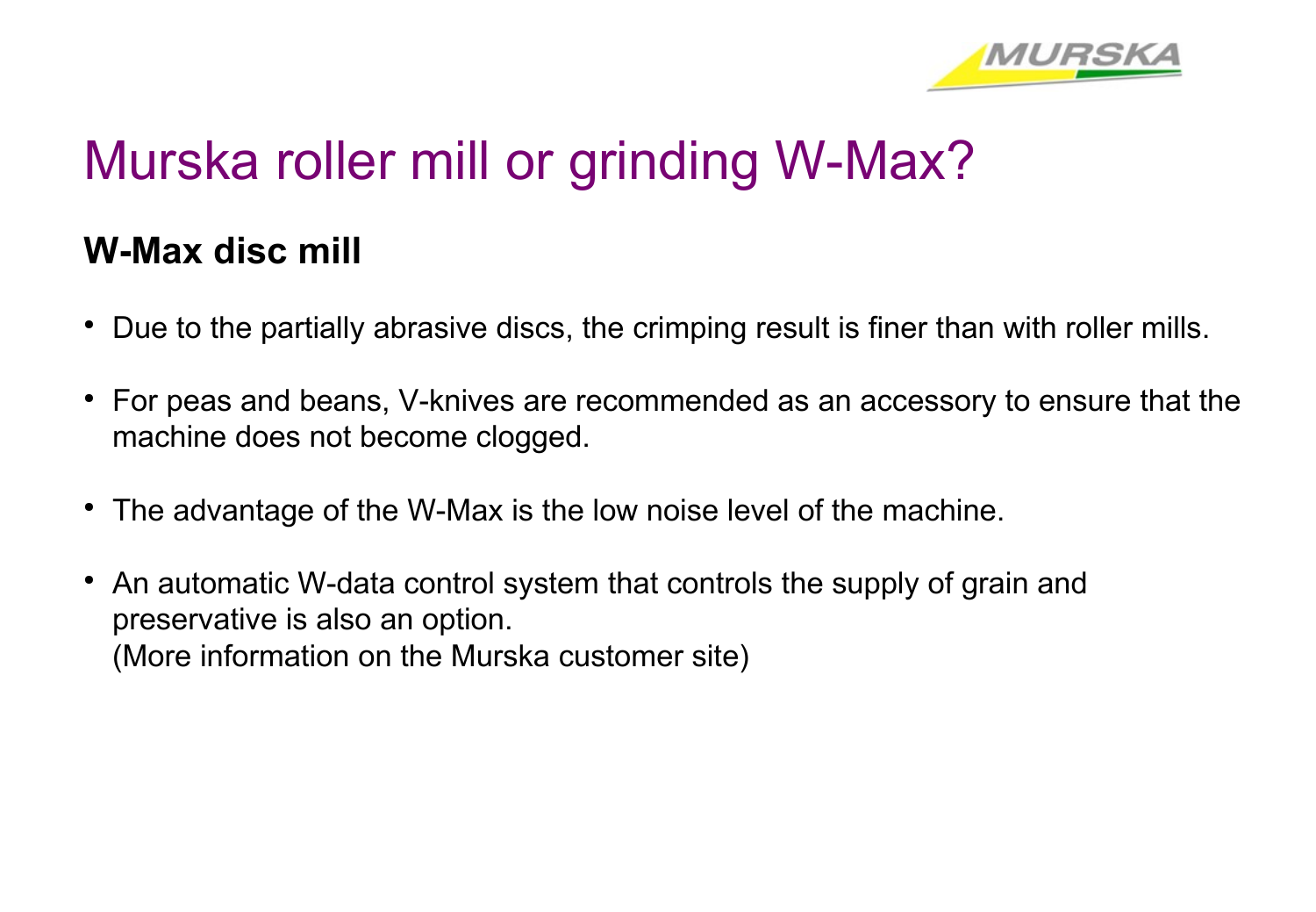# Murska roller mill or grinding W-Max?

## W-Max disc mill

- Due to the partially abrasive discs, the crimping result is finer than with roller mills.
- For peas and beans, V-knives are recommended as an accessory to ensure that the machine does not become clogged.
- The advantage of the W-Max is the low noise level of the machine.
- An automatic W-data control system that controls the supply of grain and preservative is also an option.
  (More information on the Murska customer site)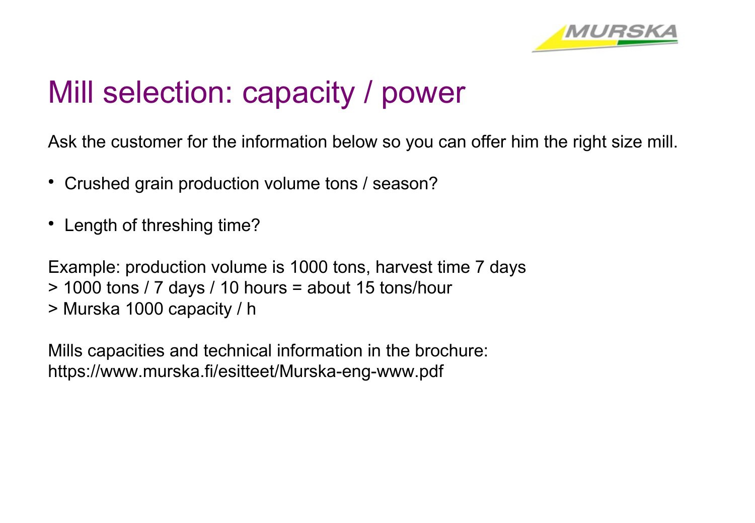# Mill selection: capacity / power

Ask the customer for the information below so you can offer him the right size mill.

- Crushed grain production volume tons / season?
- Length of threshing time?

Example: production volume is 1000 tons, harvest time 7 days
> 1000 tons / 7 days / 10 hours = about 15 tons/hour
> Murska 1000 capacity / h

Mills capacities and technical information in the brochure:
https://www.murska.fi/esitteet/Murska-eng-www.pdf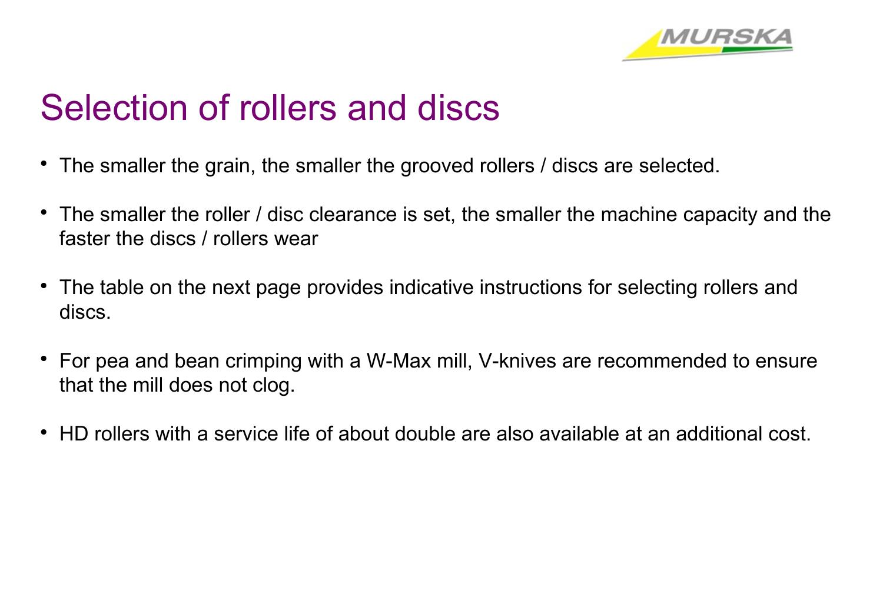# Selection of rollers and discs

- The smaller the grain, the smaller the grooved rollers / discs are selected.
- The smaller the roller / disc clearance is set, the smaller the machine capacity and the faster the discs / rollers wear
- The table on the next page provides indicative instructions for selecting rollers and discs.
- For pea and bean crimping with a W-Max mill, V-knives are recommended to ensure that the mill does not clog.
- HD rollers with a service life of about double are also available at an additional cost.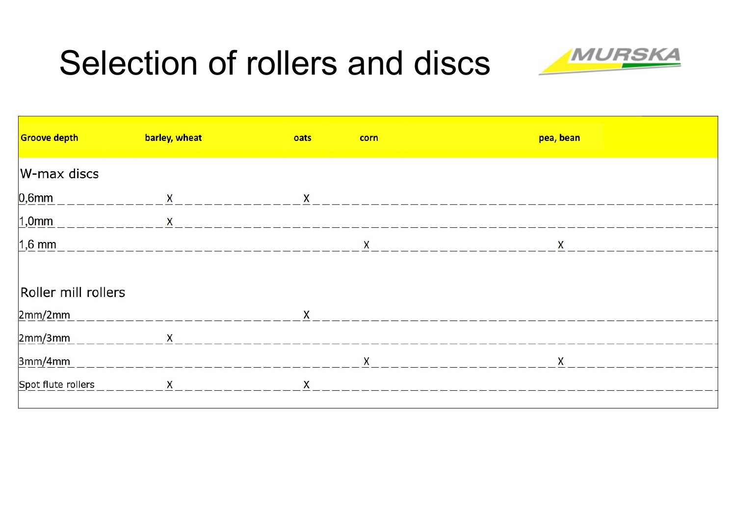# Selection of rollers and discs

| Groove depth | barley, wheat | oats | corn | pea, bean |
|---|---|---|---|---|
| **W-max discs** | | | | |
| 0,6mm | X | X | | |
| 1,0mm | X | | | |
| 1,6 mm | | | X | X |
| **Roller mill rollers** | | | | |
| 2mm/2mm | | X | | |
| 2mm/3mm | X | | | |
| 3mm/4mm | | | X | X |
| Spot flute rollers | X | X | | |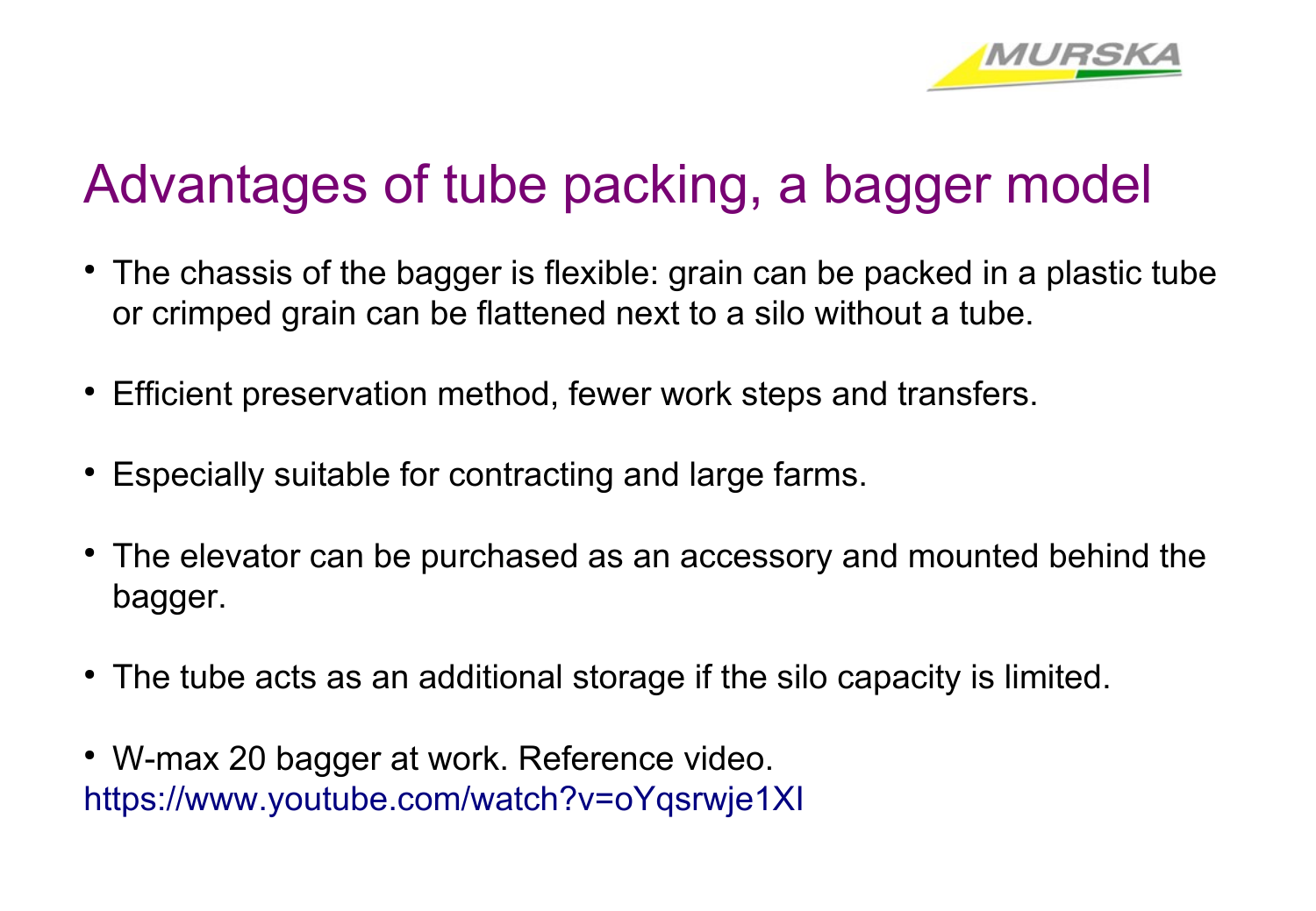# Advantages of tube packing, a bagger model

- The chassis of the bagger is flexible: grain can be packed in a plastic tube or crimped grain can be flattened next to a silo without a tube.

- Efficient preservation method, fewer work steps and transfers.

- Especially suitable for contracting and large farms.

- The elevator can be purchased as an accessory and mounted behind the bagger.

- The tube acts as an additional storage if the silo capacity is limited.

- W-max 20 bagger at work. Reference video.

https://www.youtube.com/watch?v=oYqsrwje1XI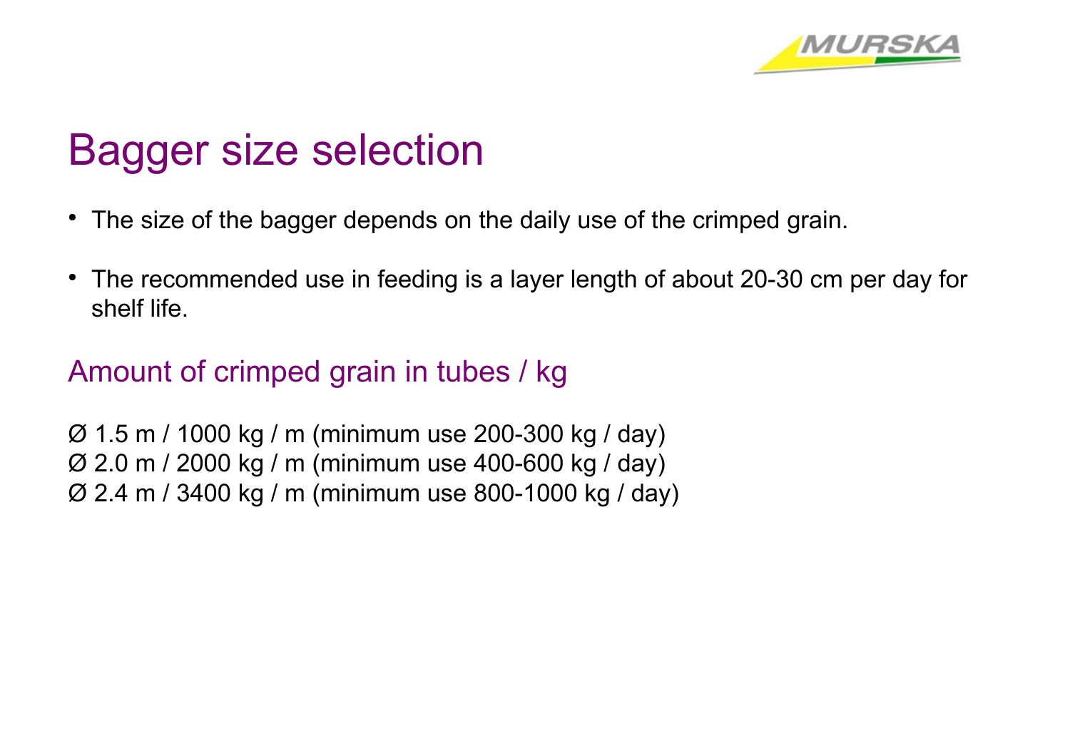# Bagger size selection

- The size of the bagger depends on the daily use of the crimped grain.
- The recommended use in feeding is a layer length of about 20-30 cm per day for shelf life.

## Amount of crimped grain in tubes / kg

Ø 1.5 m / 1000 kg / m (minimum use 200-300 kg / day)
Ø 2.0 m / 2000 kg / m (minimum use 400-600 kg / day)
Ø 2.4 m / 3400 kg / m (minimum use 800-1000 kg / day)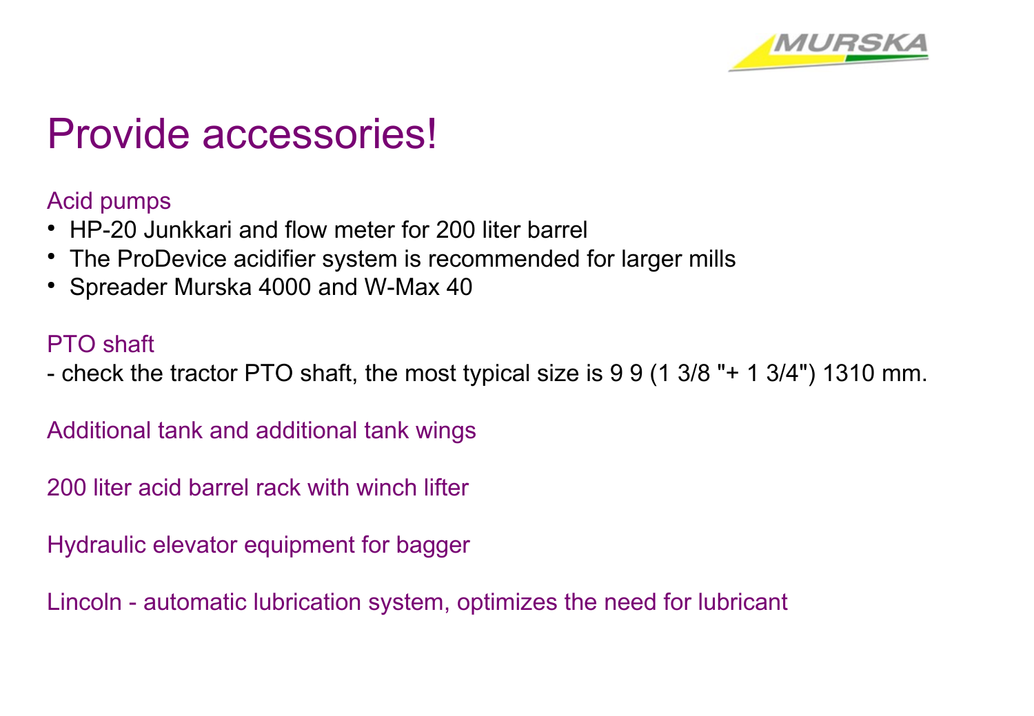# Provide accessories!

## Acid pumps

- HP-20 Junkkari and flow meter for 200 liter barrel
- The ProDevice acidifier system is recommended for larger mills
- Spreader Murska 4000 and W-Max 40

## PTO shaft

- check the tractor PTO shaft, the most typical size is 9 9 (1 3/8 "+ 1 3/4") 1310 mm.

## Additional tank and additional tank wings

## 200 liter acid barrel rack with winch lifter

## Hydraulic elevator equipment for bagger

## Lincoln - automatic lubrication system, optimizes the need for lubricant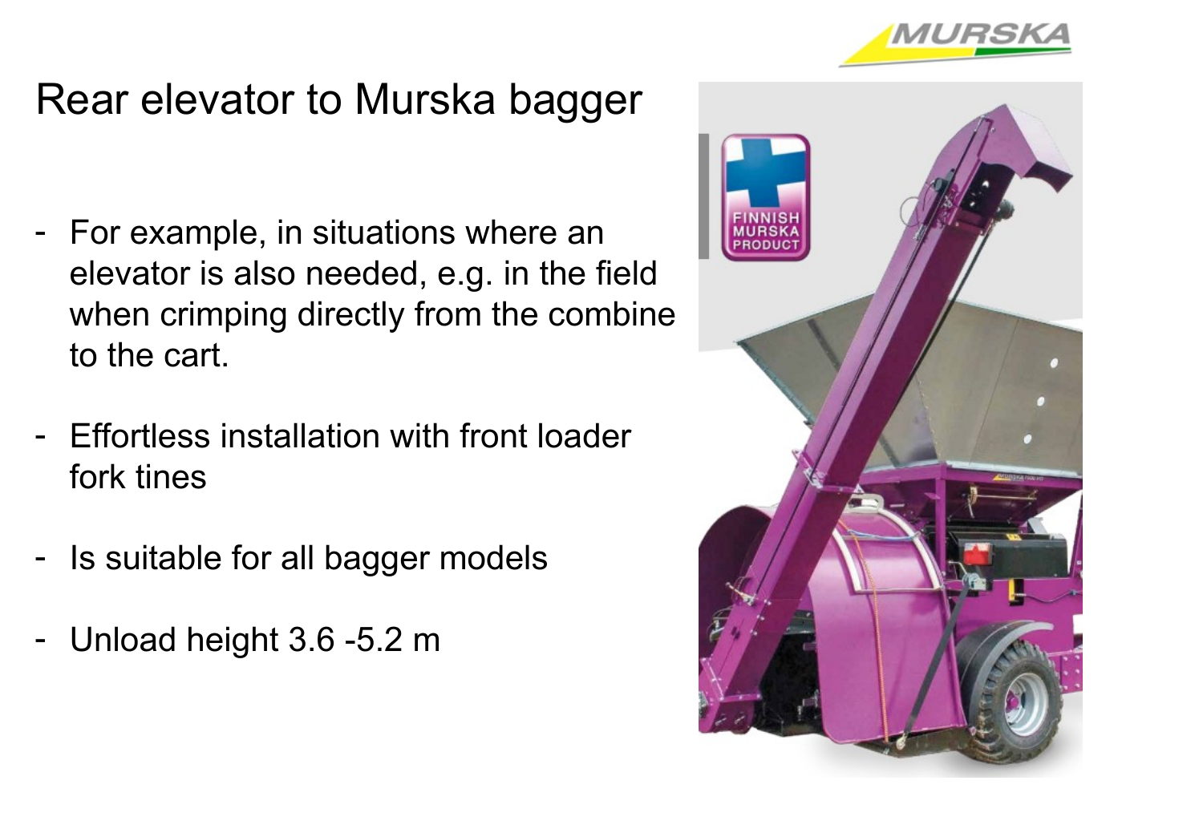# Rear elevator to Murska bagger

- For example, in situations where an elevator is also needed, e.g. in the field when crimping directly from the combine to the cart.
- Effortless installation with front loader fork tines
- Is suitable for all bagger models
- Unload height 3.6 -5.2 m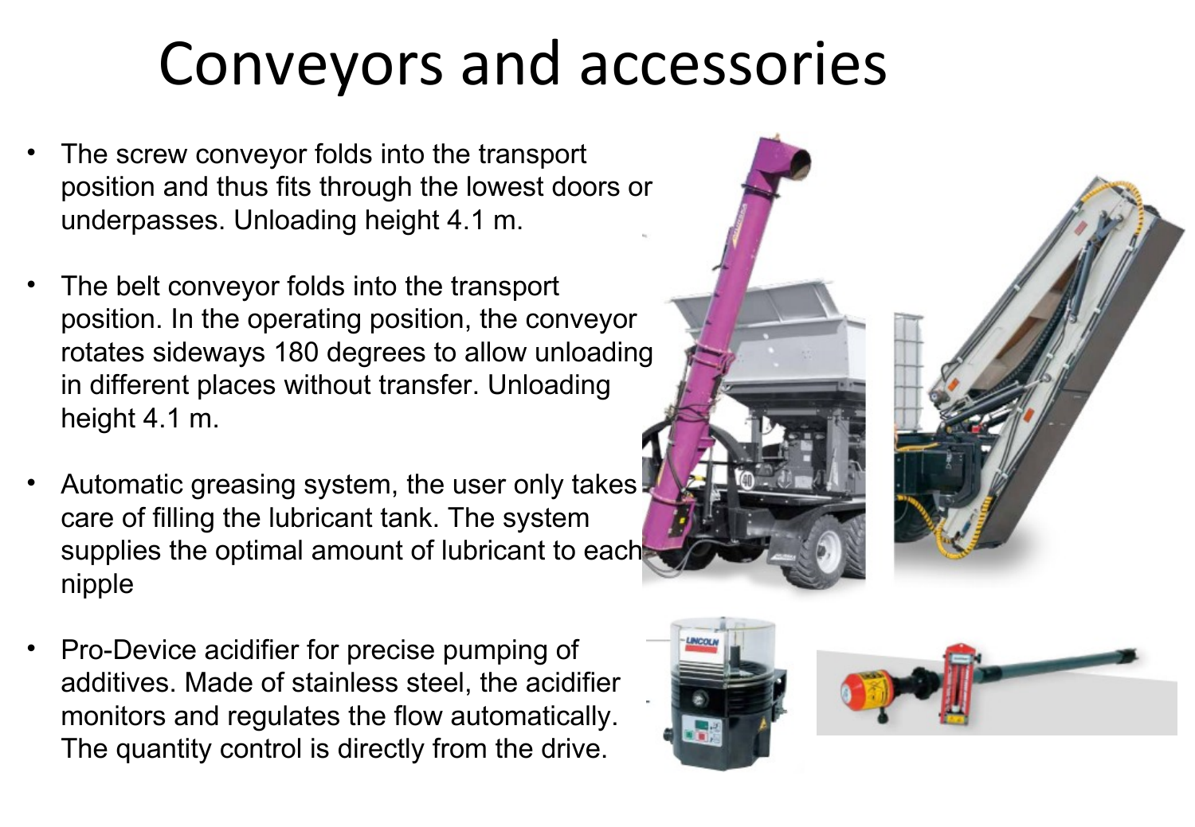# Conveyors and accessories

- The screw conveyor folds into the transport position and thus fits through the lowest doors or underpasses. Unloading height 4.1 m.
- The belt conveyor folds into the transport position. In the operating position, the conveyor rotates sideways 180 degrees to allow unloading in different places without transfer. Unloading height 4.1 m.
- Automatic greasing system, the user only takes care of filling the lubricant tank. The system supplies the optimal amount of lubricant to each nipple
- Pro-Device acidifier for precise pumping of additives. Made of stainless steel, the acidifier monitors and regulates the flow automatically. The quantity control is directly from the drive.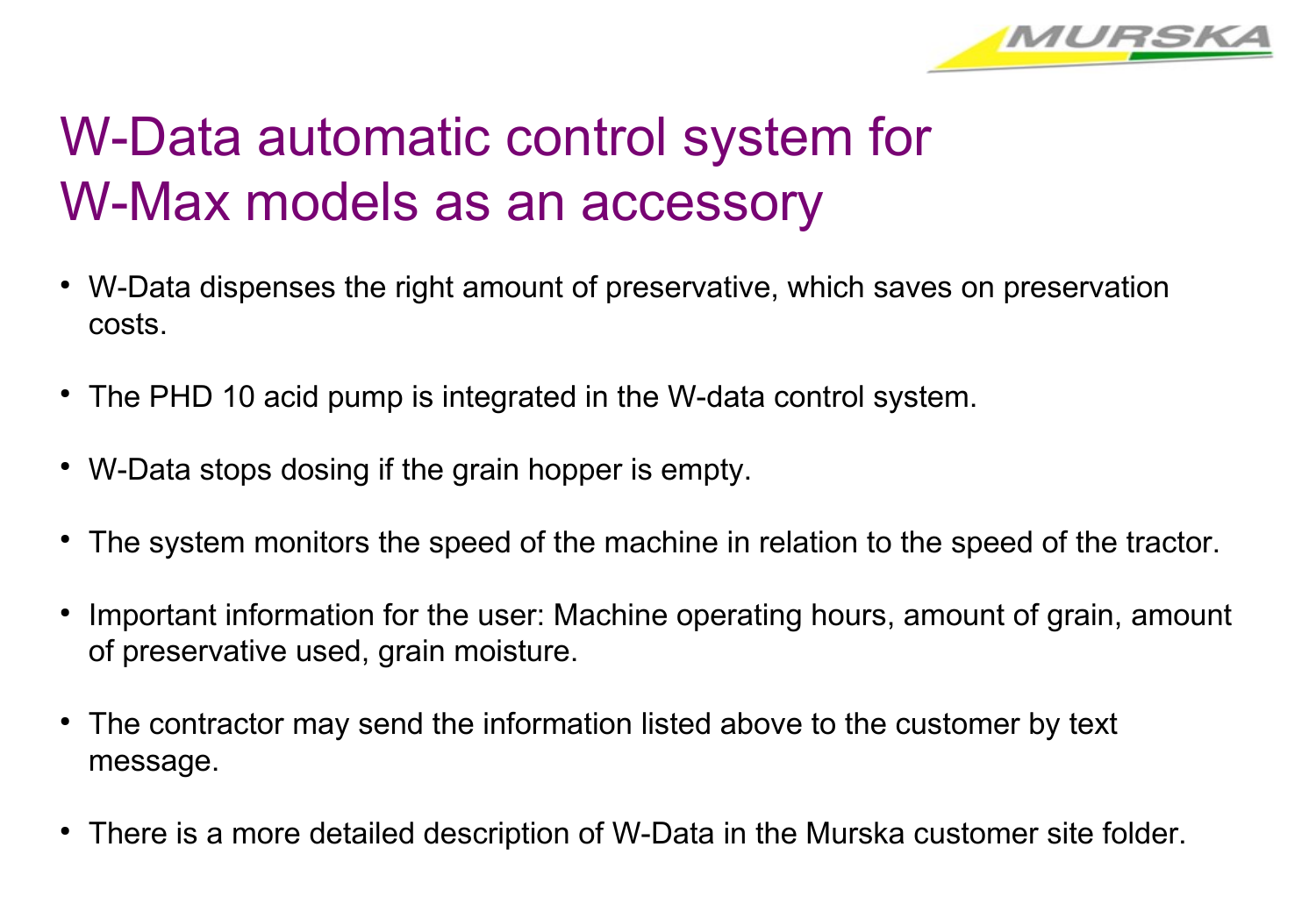# W-Data automatic control system for W-Max models as an accessory

- W-Data dispenses the right amount of preservative, which saves on preservation costs.
- The PHD 10 acid pump is integrated in the W-data control system.
- W-Data stops dosing if the grain hopper is empty.
- The system monitors the speed of the machine in relation to the speed of the tractor.
- Important information for the user: Machine operating hours, amount of grain, amount of preservative used, grain moisture.
- The contractor may send the information listed above to the customer by text message.
- There is a more detailed description of W-Data in the Murska customer site folder.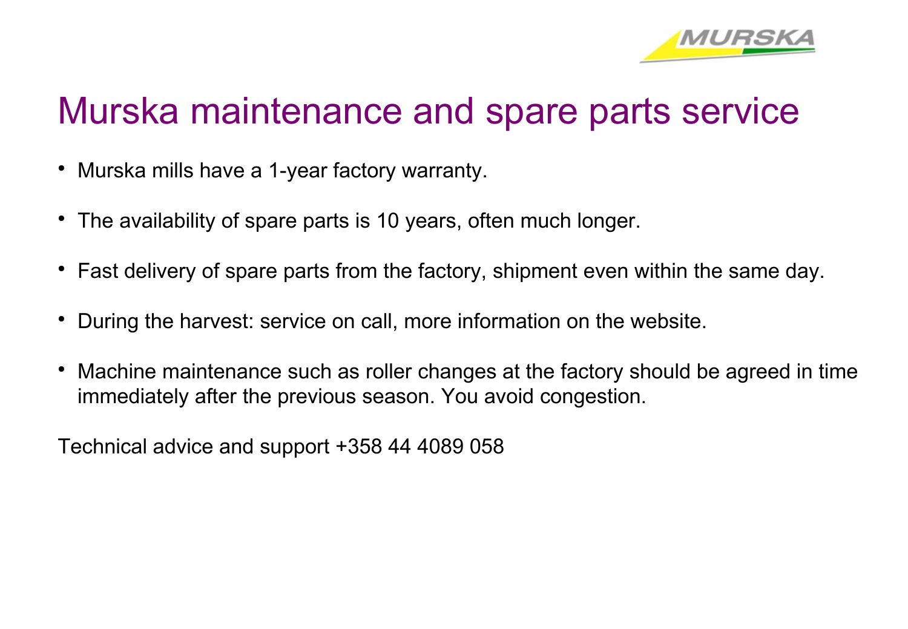# Murska maintenance and spare parts service

- Murska mills have a 1-year factory warranty.
- The availability of spare parts is 10 years, often much longer.
- Fast delivery of spare parts from the factory, shipment even within the same day.
- During the harvest: service on call, more information on the website.
- Machine maintenance such as roller changes at the factory should be agreed in time immediately after the previous season. You avoid congestion.

Technical advice and support +358 44 4089 058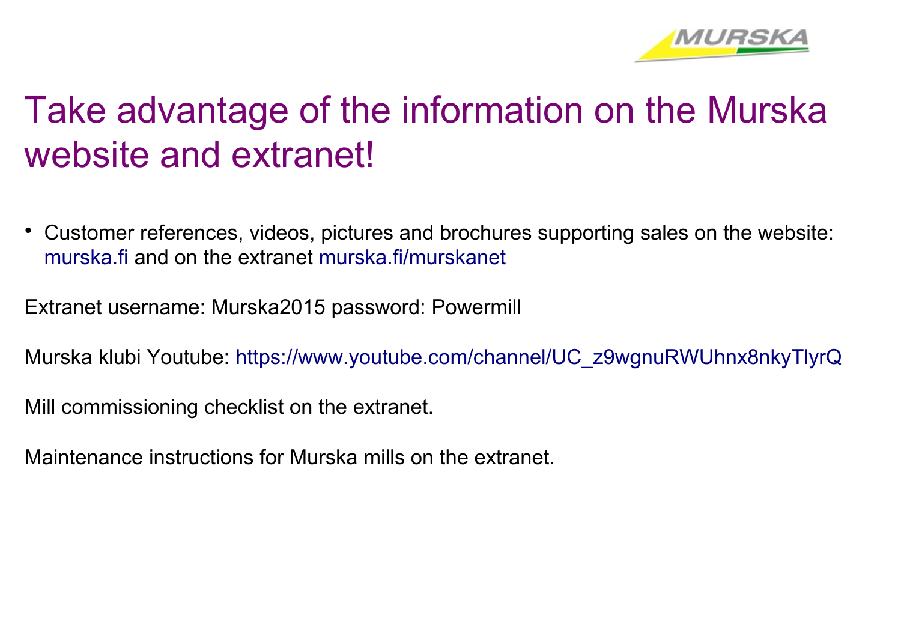# Take advantage of the information on the Murska website and extranet!

- Customer references, videos, pictures and brochures supporting sales on the website: murska.fi and on the extranet murska.fi/murskanet

Extranet username: Murska2015 password: Powermill

Murska klubi Youtube: https://www.youtube.com/channel/UC_z9wgnuRWUhnx8nkyTlyrQ

Mill commissioning checklist on the extranet.

Maintenance instructions for Murska mills on the extranet.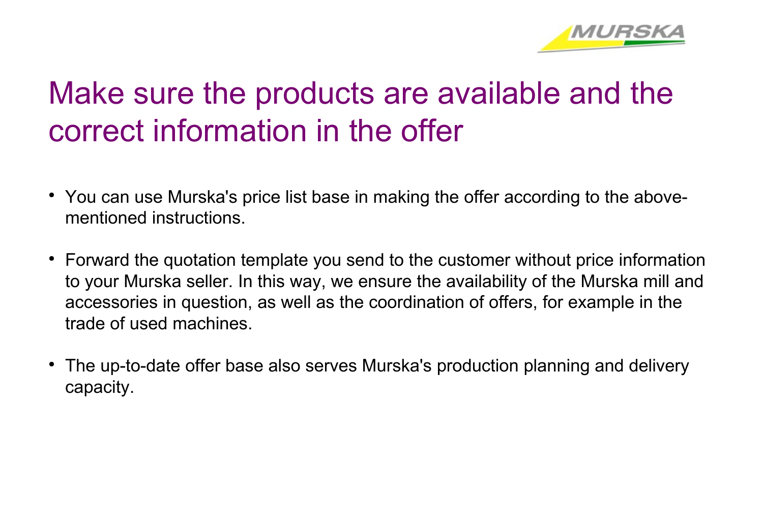# Make sure the products are available and the correct information in the offer

- You can use Murska's price list base in making the offer according to the above-mentioned instructions.
- Forward the quotation template you send to the customer without price information to your Murska seller. In this way, we ensure the availability of the Murska mill and accessories in question, as well as the coordination of offers, for example in the trade of used machines.
- The up-to-date offer base also serves Murska's production planning and delivery capacity.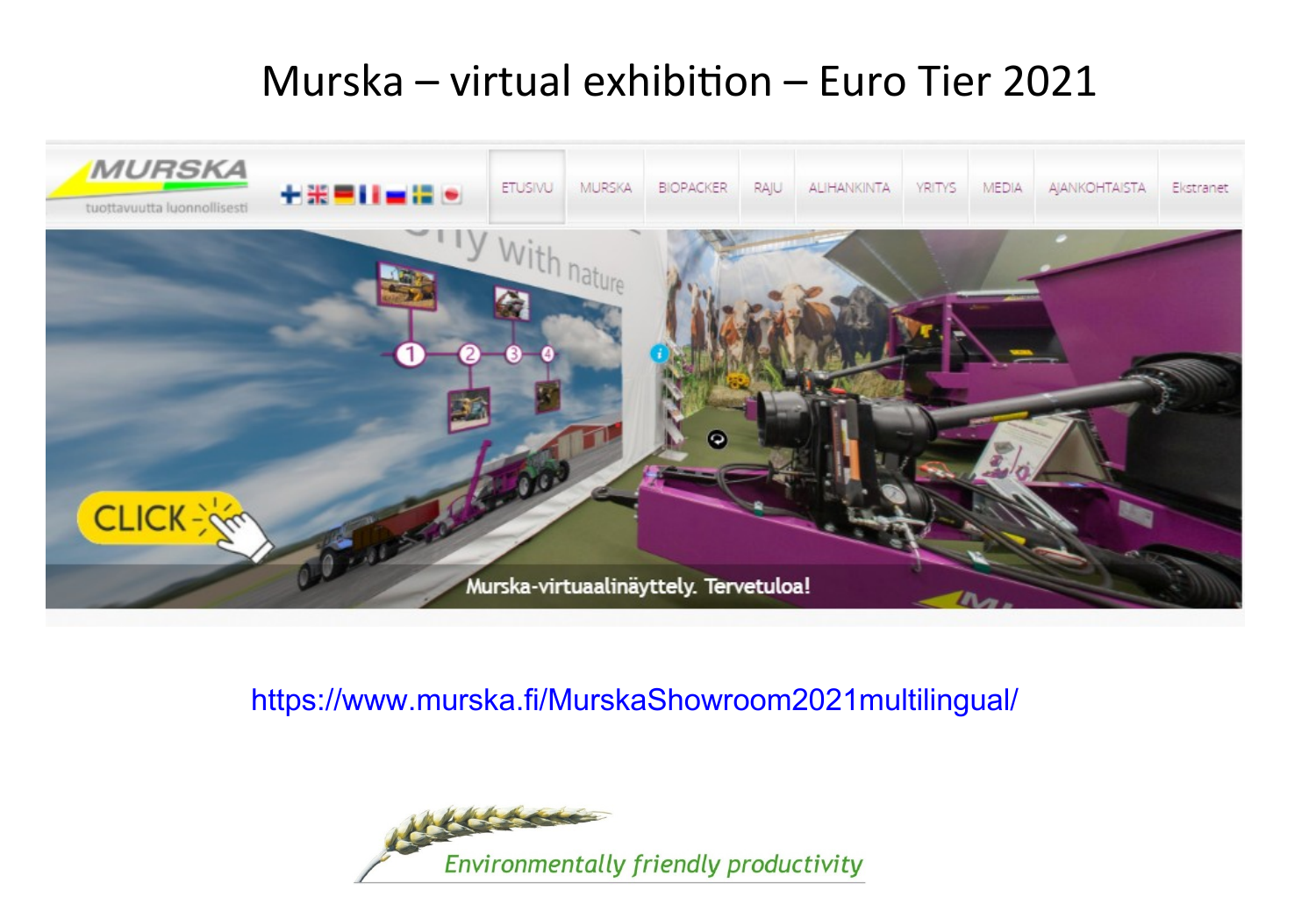# Murska – virtual exhibition – Euro Tier 2021

https://www.murska.fi/MurskaShowroom2021multilingual/

Environmentally friendly productivity